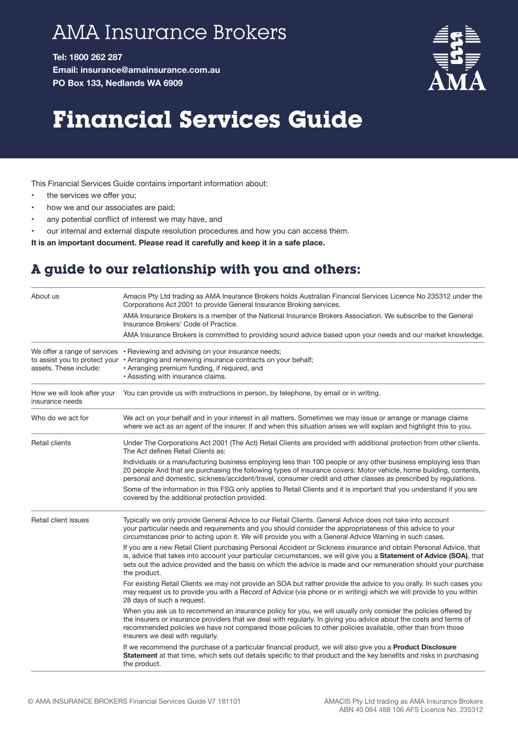# AMA Insurance Brokers

**Tel: 1800 262 287**
**Email: insurance@amainsurance.com.au**
**PO Box 133, Nedlands WA 6909**

# Financial Services Guide

This Financial Services Guide contains important information about:

- the services we offer you;
- how we and our associates are paid;
- any potential conflict of interest we may have, and
- our internal and external dispute resolution procedures and how you can access them.

**It is an important document. Please read it carefully and keep it in a safe place.**

## A guide to our relationship with you and others:

| | |
|---|---|
| About us | Amacis Pty Ltd trading as AMA Insurance Brokers holds Australian Financial Services Licence No 235312 under the Corporations Act 2001 to provide General Insurance Broking services.<br><br>AMA Insurance Brokers is a member of the National Insurance Brokers Association. We subscribe to the General Insurance Brokers' Code of Practice.<br><br>AMA Insurance Brokers is committed to providing sound advice based upon your needs and our market knowledge. |
| We offer a range of services to assist you to protect your assets. These include: | • Reviewing and advising on your insurance needs;<br>• Arranging and renewing insurance contracts on your behalf;<br>• Arranging premium funding, if required, and<br>• Assisting with insurance claims. |
| How we will look after your insurance needs | You can provide us with instructions in person, by telephone, by email or in writing. |
| Who do we act for | We act on your behalf and in your interest in all matters. Sometimes we may issue or arrange or manage claims where we act as an agent of the insurer. If and when this situation arises we will explain and highlight this to you. |
| Retail clients | Under The Corporations Act 2001 (The Act) Retail Clients are provided with additional protection from other clients. The Act defines Retail Clients as:<br><br>Individuals or a manufacturing business employing less than 100 people or any other business employing less than 20 people And that are purchasing the following types of insurance covers: Motor vehicle, home building, contents, personal and domestic, sickness/accident/travel, consumer credit and other classes as prescribed by regulations.<br><br>Some of the information in this FSG only applies to Retail Clients and it is important that you understand if you are covered by the additional protection provided. |
| Retail client issues | Typically we only provide General Advice to our Retail Clients. General Advice does not take into account your particular needs and requirements and you should consider the appropriateness of this advice to your circumstances prior to acting upon it. We will provide you with a General Advice Warning in such cases.<br><br>If you are a new Retail Client purchasing Personal Accident or Sickness insurance and obtain Personal Advice, that is, advice that takes into account your particular circumstances, we will give you a **Statement of Advice (SOA)**, that sets out the advice provided and the basis on which the advice is made and our remuneration should your purchase the product.<br><br>For existing Retail Clients we may not provide an SOA but rather provide the advice to you orally. In such cases you may request us to provide you with a Record of Advice (via phone or in writing) which we will provide to you within 28 days of such a request.<br><br>When you ask us to recommend an insurance policy for you, we will usually only consider the policies offered by the insurers or insurance providers that we deal with regularly. In giving you advice about the costs and terms of recommended policies we have not compared those policies to other policies available, other than from those insurers we deal with regularly.<br><br>If we recommend the purchase of a particular financial product, we will also give you a **Product Disclosure Statement** at that time, which sets out details specific to that product and the key benefits and risks in purchasing the product. |

© AMA INSURANCE BROKERS Financial Services Guide V7 181101

AMACIS Pty Ltd trading as AMA Insurance Brokers
ABN 40 064 488 106 AFS Licence No. 235312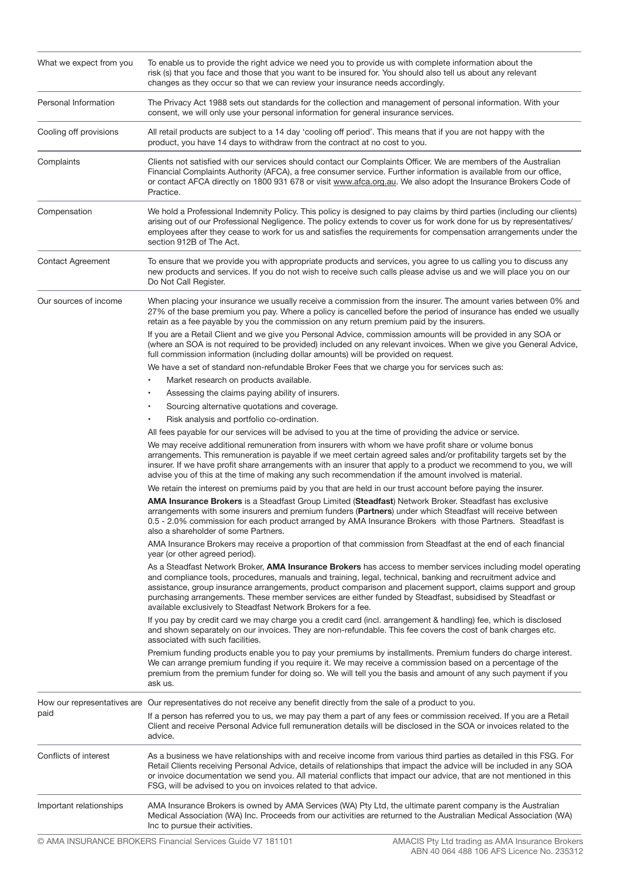| | |
|---|---|
| What we expect from you | To enable us to provide the right advice we need you to provide us with complete information about the risk (s) that you face and those that you want to be insured for. You should also tell us about any relevant changes as they occur so that we can review your insurance needs accordingly. |
| Personal Information | The Privacy Act 1988 sets out standards for the collection and management of personal information. With your consent, we will only use your personal information for general insurance services. |
| Cooling off provisions | All retail products are subject to a 14 day 'cooling off period'. This means that if you are not happy with the product, you have 14 days to withdraw from the contract at no cost to you. |
| Complaints | Clients not satisfied with our services should contact our Complaints Officer. We are members of the Australian Financial Complaints Authority (AFCA), a free consumer service. Further information is available from our office, or contact AFCA directly on 1800 931 678 or visit www.afca.org.au. We also adopt the Insurance Brokers Code of Practice. |
| Compensation | We hold a Professional Indemnity Policy. This policy is designed to pay claims by third parties (including our clients) arising out of our Professional Negligence. The policy extends to cover us for work done for us by representatives/ employees after they cease to work for us and satisfies the requirements for compensation arrangements under the section 912B of The Act. |
| Contact Agreement | To ensure that we provide you with appropriate products and services, you agree to us calling you to discuss any new products and services. If you do not wish to receive such calls please advise us and we will place you on our Do Not Call Register. |
| Our sources of income | When placing your insurance we usually receive a commission from the insurer. The amount varies between 0% and 27% of the base premium you pay. Where a policy is cancelled before the period of insurance has ended we usually retain as a fee payable by you the commission on any return premium paid by the insurers.<br><br>If you are a Retail Client and we give you Personal Advice, commission amounts will be provided in any SOA or (where an SOA is not required to be provided) included on any relevant invoices. When we give you General Advice, full commission information (including dollar amounts) will be provided on request.<br><br>We have a set of standard non-refundable Broker Fees that we charge you for services such as:<br>• Market research on products available.<br>• Assessing the claims paying ability of insurers.<br>• Sourcing alternative quotations and coverage.<br>• Risk analysis and portfolio co-ordination.<br><br>All fees payable for our services will be advised to you at the time of providing the advice or service.<br><br>We may receive additional remuneration from insurers with whom we have profit share or volume bonus arrangements. This remuneration is payable if we meet certain agreed sales and/or profitability targets set by the insurer. If we have profit share arrangements with an insurer that apply to a product we recommend to you, we will advise you of this at the time of making any such recommendation if the amount involved is material.<br><br>We retain the interest on premiums paid by you that are held in our trust account before paying the insurer.<br><br>**AMA Insurance Brokers** is a Steadfast Group Limited (**Steadfast**) Network Broker. Steadfast has exclusive arrangements with some insurers and premium funders (**Partners**) under which Steadfast will receive between 0.5 - 2.0% commission for each product arranged by AMA Insurance Brokers with those Partners. Steadfast is also a shareholder of some Partners.<br><br>AMA Insurance Brokers may receive a proportion of that commission from Steadfast at the end of each financial year (or other agreed period).<br><br>As a Steadfast Network Broker, **AMA Insurance Brokers** has access to member services including model operating and compliance tools, procedures, manuals and training, legal, technical, banking and recruitment advice and assistance, group insurance arrangements, product comparison and placement support, claims support and group purchasing arrangements. These member services are either funded by Steadfast, subsidised by Steadfast or available exclusively to Steadfast Network Brokers for a fee.<br><br>If you pay by credit card we may charge you a credit card (incl. arrangement & handling) fee, which is disclosed and shown separately on our invoices. They are non-refundable. This fee covers the cost of bank charges etc. associated with such facilities.<br><br>Premium funding products enable you to pay your premiums by installments. Premium funders do charge interest. We can arrange premium funding if you require it. We may receive a commission based on a percentage of the premium from the premium funder for doing so. We will tell you the basis and amount of any such payment if you ask us. |
| How our representatives are paid | Our representatives do not receive any benefit directly from the sale of a product to you.<br><br>If a person has referred you to us, we may pay them a part of any fees or commission received. If you are a Retail Client and receive Personal Advice full remuneration details will be disclosed in the SOA or invoices related to the advice. |
| Conflicts of interest | As a business we have relationships with and receive income from various third parties as detailed in this FSG. For Retail Clients receiving Personal Advice, details of relationships that impact the advice will be included in any SOA or invoice documentation we send you. All material conflicts that impact our advice, that are not mentioned in this FSG, will be advised to you on invoices related to that advice. |
| Important relationships | AMA Insurance Brokers is owned by AMA Services (WA) Pty Ltd, the ultimate parent company is the Australian Medical Association (WA) Inc. Proceeds from our activities are returned to the Australian Medical Association (WA) Inc to pursue their activities. |

© AMA INSURANCE BROKERS Financial Services Guide V7 181101

AMACIS Pty Ltd trading as AMA Insurance Brokers
ABN 40 064 488 106 AFS Licence No. 235312